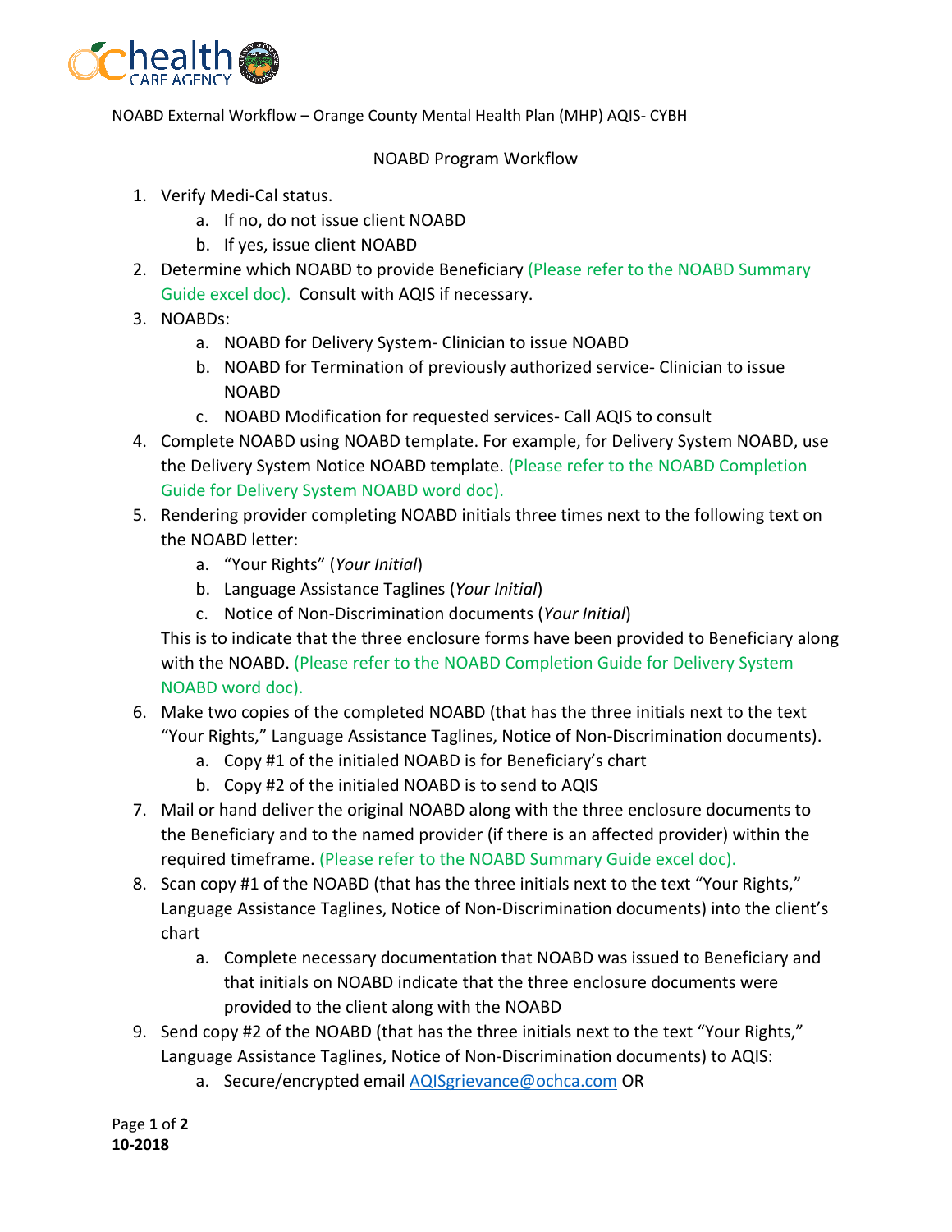NOABD External Workflow – Orange County Mental Health Plan (MHP) AQIS- CYBH

## NOABD Program Workflow

1. Verify Medi-Cal status.
    a. If no, do not issue client NOABD
    b. If yes, issue client NOABD
2. Determine which NOABD to provide Beneficiary (Please refer to the NOABD Summary Guide excel doc). Consult with AQIS if necessary.
3. NOABDs:
    a. NOABD for Delivery System- Clinician to issue NOABD
    b. NOABD for Termination of previously authorized service- Clinician to issue NOABD
    c. NOABD Modification for requested services- Call AQIS to consult
4. Complete NOABD using NOABD template. For example, for Delivery System NOABD, use the Delivery System Notice NOABD template. (Please refer to the NOABD Completion Guide for Delivery System NOABD word doc).
5. Rendering provider completing NOABD initials three times next to the following text on the NOABD letter:
    a. "Your Rights" (*Your Initial*)
    b. Language Assistance Taglines (*Your Initial*)
    c. Notice of Non-Discrimination documents (*Your Initial*)

    This is to indicate that the three enclosure forms have been provided to Beneficiary along with the NOABD. (Please refer to the NOABD Completion Guide for Delivery System NOABD word doc).
6. Make two copies of the completed NOABD (that has the three initials next to the text "Your Rights," Language Assistance Taglines, Notice of Non-Discrimination documents).
    a. Copy #1 of the initialed NOABD is for Beneficiary's chart
    b. Copy #2 of the initialed NOABD is to send to AQIS
7. Mail or hand deliver the original NOABD along with the three enclosure documents to the Beneficiary and to the named provider (if there is an affected provider) within the required timeframe. (Please refer to the NOABD Summary Guide excel doc).
8. Scan copy #1 of the NOABD (that has the three initials next to the text "Your Rights," Language Assistance Taglines, Notice of Non-Discrimination documents) into the client's chart
    a. Complete necessary documentation that NOABD was issued to Beneficiary and that initials on NOABD indicate that the three enclosure documents were provided to the client along with the NOABD
9. Send copy #2 of the NOABD (that has the three initials next to the text "Your Rights," Language Assistance Taglines, Notice of Non-Discrimination documents) to AQIS:
    a. Secure/encrypted email AQISgrievance@ochca.com OR

10-2018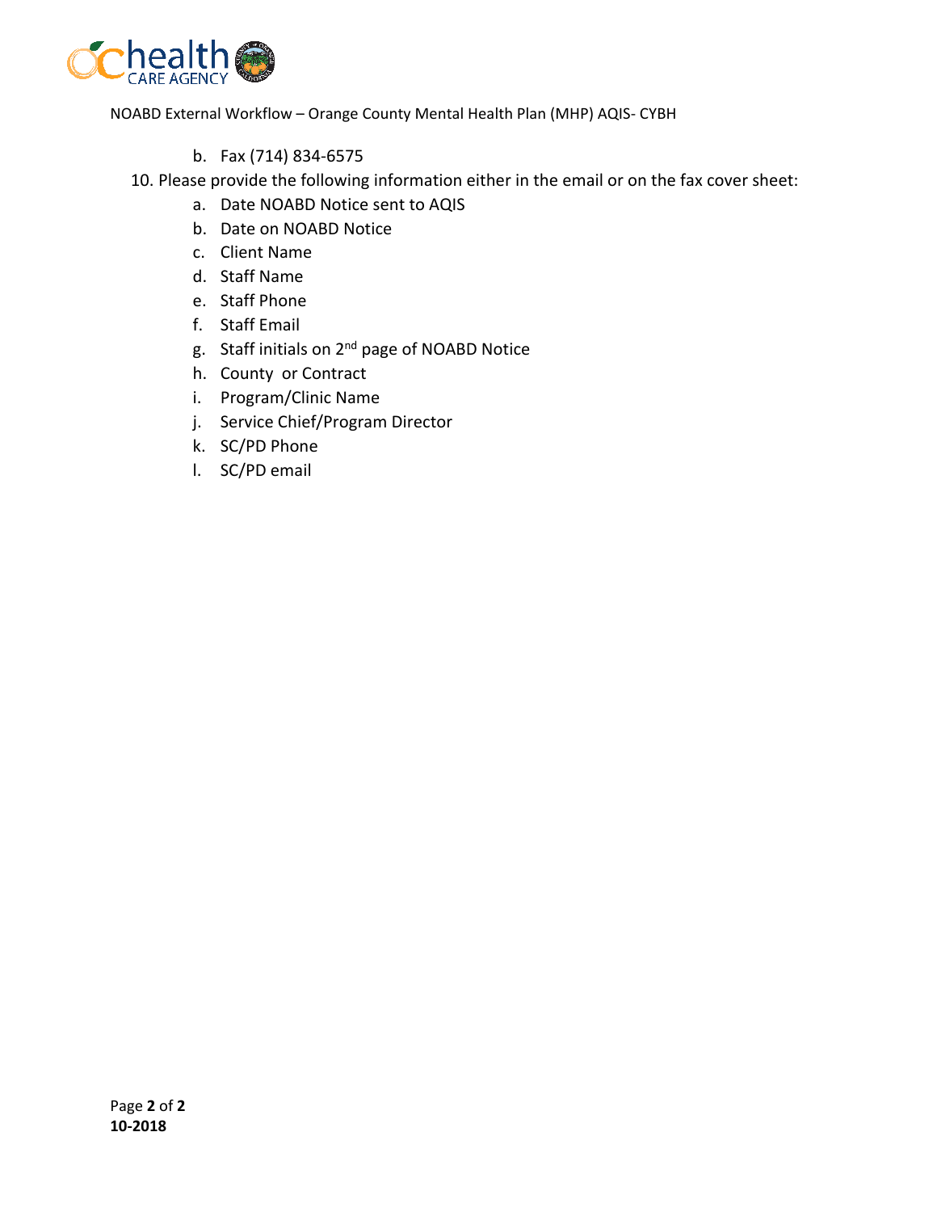b. Fax (714) 834-6575

10. Please provide the following information either in the email or on the fax cover sheet:
    a. Date NOABD Notice sent to AQIS
    b. Date on NOABD Notice
    c. Client Name
    d. Staff Name
    e. Staff Phone
    f. Staff Email
    g. Staff initials on 2nd page of NOABD Notice
    h. County or Contract
    i. Program/Clinic Name
    j. Service Chief/Program Director
    k. SC/PD Phone
    l. SC/PD email